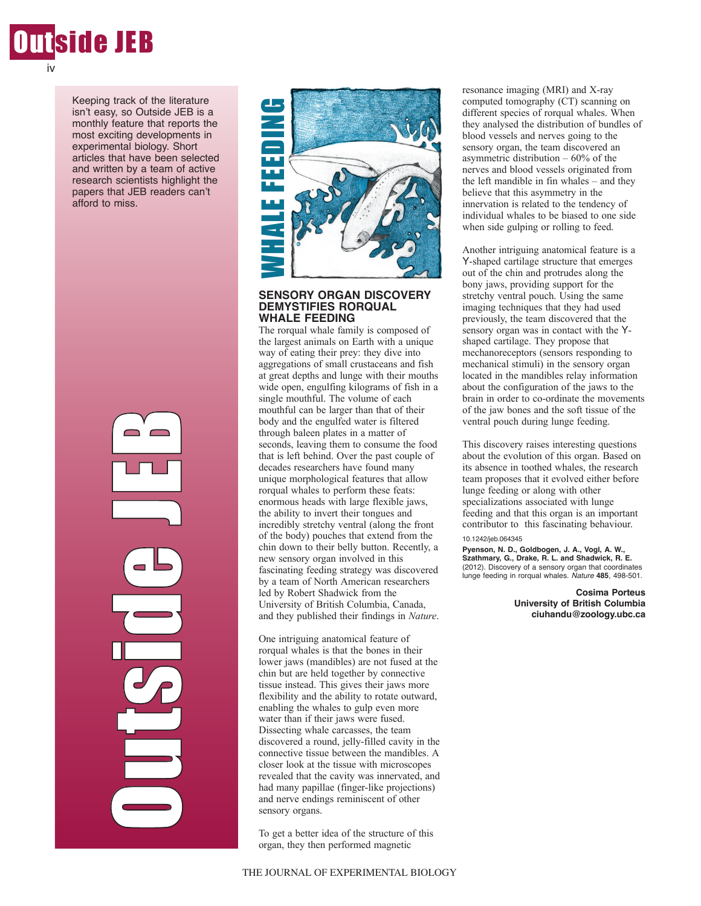Keeping track of the literature isn't easy, so Outside JEB is a monthly feature that reports the most exciting developments in experimental biology. Short articles that have been selected and written by a team of active research scientists highlight the papers that JEB readers can't afford to miss.

# WHALE FEEDING

## SENSORY ORGAN DISCOVERY DEMYSTIFIES RORQUAL WHALE FEEDING

The rorqual whale family is composed of the largest animals on Earth with a unique way of eating their prey: they dive into aggregations of small crustaceans and fish at great depths and lunge with their mouths wide open, engulfing kilograms of fish in a single mouthful. The volume of each mouthful can be larger than that of their body and the engulfed water is filtered through baleen plates in a matter of seconds, leaving them to consume the food that is left behind. Over the past couple of decades researchers have found many unique morphological features that allow rorqual whales to perform these feats: enormous heads with large flexible jaws, the ability to invert their tongues and incredibly stretchy ventral (along the front of the body) pouches that extend from the chin down to their belly button. Recently, a new sensory organ involved in this fascinating feeding strategy was discovered by a team of North American researchers led by Robert Shadwick from the University of British Columbia, Canada, and they published their findings in *Nature*.

One intriguing anatomical feature of rorqual whales is that the bones in their lower jaws (mandibles) are not fused at the chin but are held together by connective tissue instead. This gives their jaws more flexibility and the ability to rotate outward, enabling the whales to gulp even more water than if their jaws were fused. Dissecting whale carcasses, the team discovered a round, jelly-filled cavity in the connective tissue between the mandibles. A closer look at the tissue with microscopes revealed that the cavity was innervated, and had many papillae (finger-like projections) and nerve endings reminiscent of other sensory organs.

To get a better idea of the structure of this organ, they then performed magnetic resonance imaging (MRI) and X-ray computed tomography (CT) scanning on different species of rorqual whales. When they analysed the distribution of bundles of blood vessels and nerves going to the sensory organ, the team discovered an asymmetric distribution – 60% of the nerves and blood vessels originated from the left mandible in fin whales – and they believe that this asymmetry in the innervation is related to the tendency of individual whales to be biased to one side when side gulping or rolling to feed.

Another intriguing anatomical feature is a Y-shaped cartilage structure that emerges out of the chin and protrudes along the bony jaws, providing support for the stretchy ventral pouch. Using the same imaging techniques that they had used previously, the team discovered that the sensory organ was in contact with the Y-shaped cartilage. They propose that mechanoreceptors (sensors responding to mechanical stimuli) in the sensory organ located in the mandibles relay information about the configuration of the jaws to the brain in order to co-ordinate the movements of the jaw bones and the soft tissue of the ventral pouch during lunge feeding.

This discovery raises interesting questions about the evolution of this organ. Based on its absence in toothed whales, the research team proposes that it evolved either before lunge feeding or along with other specializations associated with lunge feeding and that this organ is an important contributor to this fascinating behaviour.

10.1242/jeb.064345

**Pyenson, N. D., Goldbogen, J. A., Vogl, A. W., Szathmary, G., Drake, R. L. and Shadwick, R. E.** (2012). Discovery of a sensory organ that coordinates lunge feeding in rorqual whales. *Nature* **485**, 498-501.

**Cosima Porteus**
**University of British Columbia**
**ciuhandu@zoology.ubc.ca**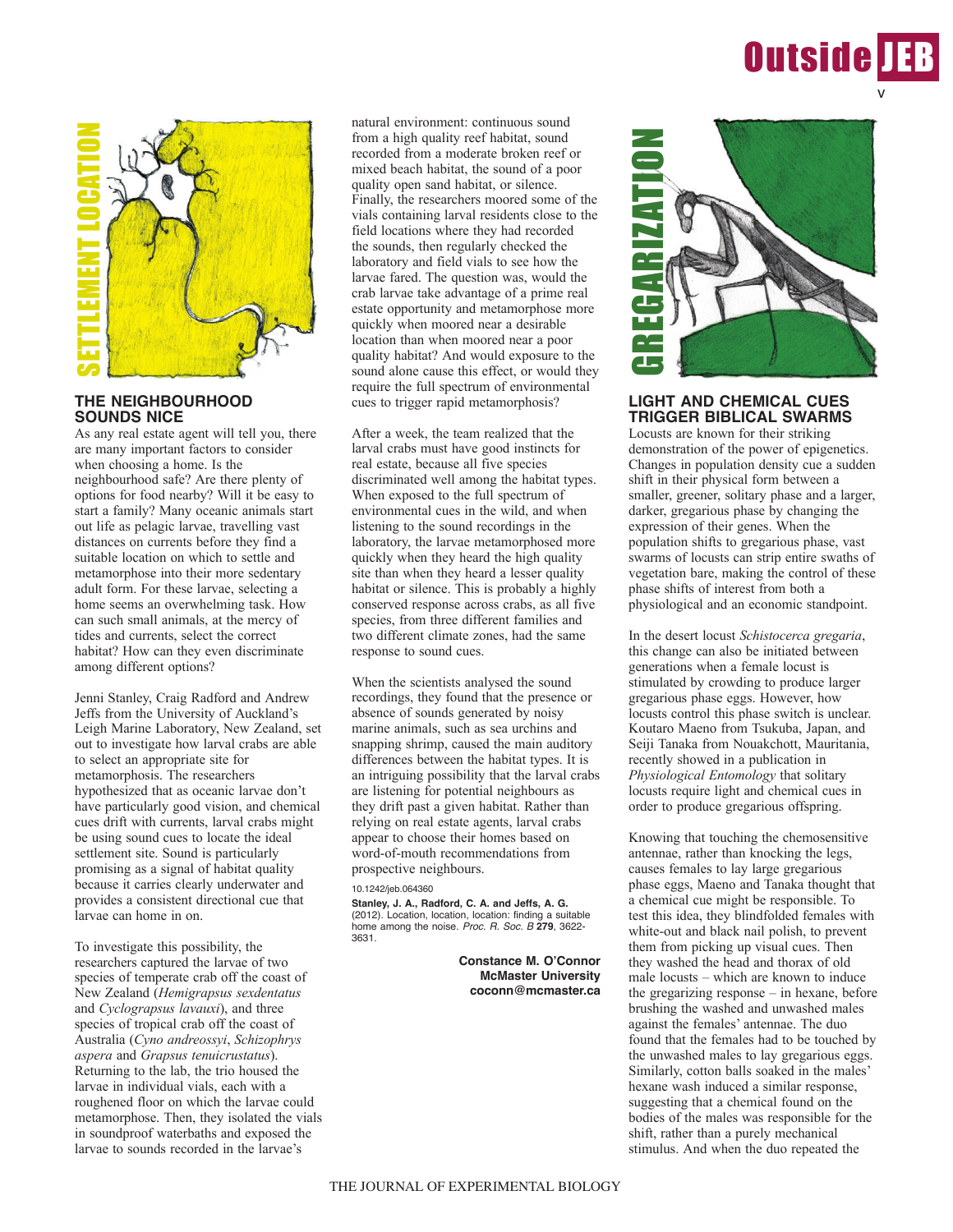SETTLEMENT LOCATION

## THE NEIGHBOURHOOD SOUNDS NICE

As any real estate agent will tell you, there are many important factors to consider when choosing a home. Is the neighbourhood safe? Are there plenty of options for food nearby? Will it be easy to start a family? Many oceanic animals start out life as pelagic larvae, travelling vast distances on currents before they find a suitable location on which to settle and metamorphose into their more sedentary adult form. For these larvae, selecting a home seems an overwhelming task. How can such small animals, at the mercy of tides and currents, select the correct habitat? How can they even discriminate among different options?

Jenni Stanley, Craig Radford and Andrew Jeffs from the University of Auckland's Leigh Marine Laboratory, New Zealand, set out to investigate how larval crabs are able to select an appropriate site for metamorphosis. The researchers hypothesized that as oceanic larvae don't have particularly good vision, and chemical cues drift with currents, larval crabs might be using sound cues to locate the ideal settlement site. Sound is particularly promising as a signal of habitat quality because it carries clearly underwater and provides a consistent directional cue that larvae can home in on.

To investigate this possibility, the researchers captured the larvae of two species of temperate crab off the coast of New Zealand (*Hemigrapsus sexdentatus* and *Cyclograpsus lavauxi*), and three species of tropical crab off the coast of Australia (*Cyno andreossyi*, *Schizophrys aspera* and *Grapsus tenuicrustatus*). Returning to the lab, the trio housed the larvae in individual vials, each with a roughened floor on which the larvae could metamorphose. Then, they isolated the vials in soundproof waterbaths and exposed the larvae to sounds recorded in the larvae's natural environment: continuous sound from a high quality reef habitat, sound recorded from a moderate broken reef or mixed beach habitat, the sound of a poor quality open sand habitat, or silence. Finally, the researchers moored some of the vials containing larval residents close to the field locations where they had recorded the sounds, then regularly checked the laboratory and field vials to see how the larvae fared. The question was, would the crab larvae take advantage of a prime real estate opportunity and metamorphose more quickly when moored near a desirable location than when moored near a poor quality habitat? And would exposure to the sound alone cause this effect, or would they require the full spectrum of environmental cues to trigger rapid metamorphosis?

After a week, the team realized that the larval crabs must have good instincts for real estate, because all five species discriminated well among the habitat types. When exposed to the full spectrum of environmental cues in the wild, and when listening to the sound recordings in the laboratory, the larvae metamorphosed more quickly when they heard the high quality site than when they heard a lesser quality habitat or silence. This is probably a highly conserved response across crabs, as all five species, from three different families and two different climate zones, had the same response to sound cues.

When the scientists analysed the sound recordings, they found that the presence or absence of sounds generated by noisy marine animals, such as sea urchins and snapping shrimp, caused the main auditory differences between the habitat types. It is an intriguing possibility that the larval crabs are listening for potential neighbours as they drift past a given habitat. Rather than relying on real estate agents, larval crabs appear to choose their homes based on word-of-mouth recommendations from prospective neighbours.

10.1242/jeb.064360

**Stanley, J. A., Radford, C. A. and Jeffs, A. G.** (2012). Location, location, location: finding a suitable home among the noise. *Proc. R. Soc. B* **279**, 3622-3631.

**Constance M. O'Connor**
**McMaster University**
**coconn@mcmaster.ca**

GREGARIZATION

## LIGHT AND CHEMICAL CUES TRIGGER BIBLICAL SWARMS

Locusts are known for their striking demonstration of the power of epigenetics. Changes in population density cue a sudden shift in their physical form between a smaller, greener, solitary phase and a larger, darker, gregarious phase by changing the expression of their genes. When the population shifts to gregarious phase, vast swarms of locusts can strip entire swaths of vegetation bare, making the control of these phase shifts of interest from both a physiological and an economic standpoint.

In the desert locust *Schistocerca gregaria*, this change can also be initiated between generations when a female locust is stimulated by crowding to produce larger gregarious phase eggs. However, how locusts control this phase switch is unclear. Koutaro Maeno from Tsukuba, Japan, and Seiji Tanaka from Nouakchott, Mauritania, recently showed in a publication in *Physiological Entomology* that solitary locusts require light and chemical cues in order to produce gregarious offspring.

Knowing that touching the chemosensitive antennae, rather than knocking the legs, causes females to lay large gregarious phase eggs, Maeno and Tanaka thought that a chemical cue might be responsible. To test this idea, they blindfolded females with white-out and black nail polish, to prevent them from picking up visual cues. Then they washed the head and thorax of old male locusts – which are known to induce the gregarizing response – in hexane, before brushing the washed and unwashed males against the females' antennae. The duo found that the females had to be touched by the unwashed males to lay gregarious eggs. Similarly, cotton balls soaked in the males' hexane wash induced a similar response, suggesting that a chemical found on the bodies of the males was responsible for the shift, rather than a purely mechanical stimulus. And when the duo repeated the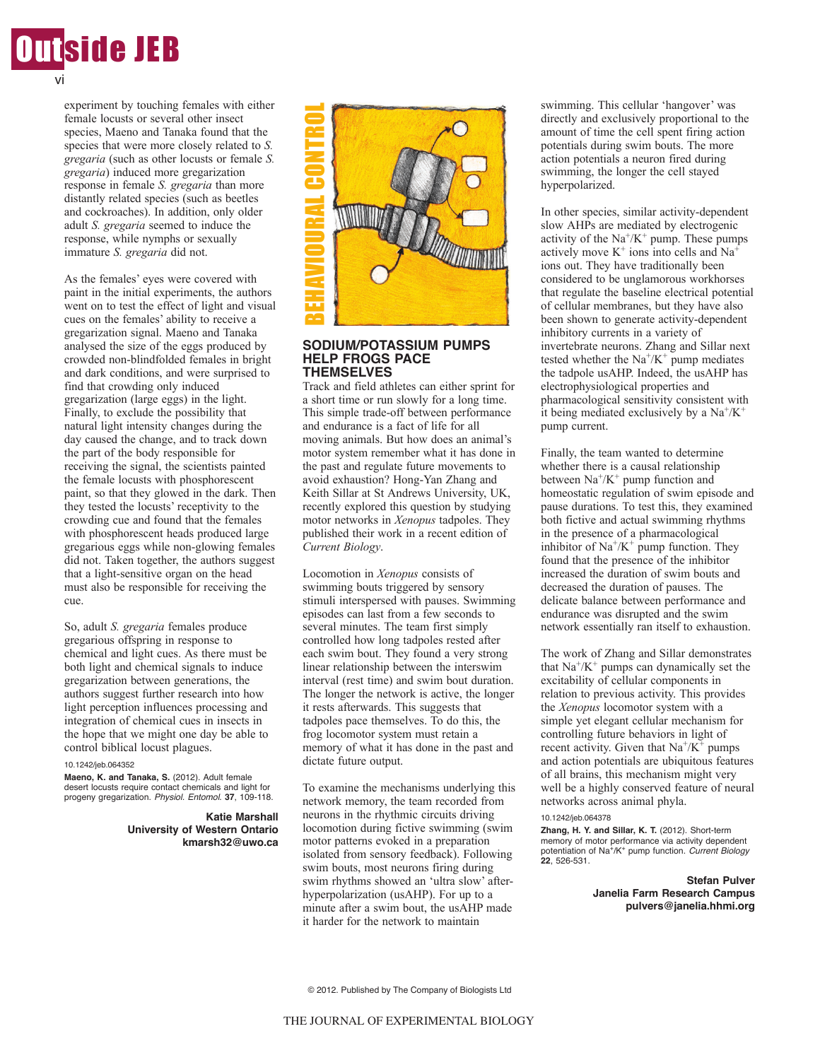experiment by touching females with either female locusts or several other insect species, Maeno and Tanaka found that the species that were more closely related to *S. gregaria* (such as other locusts or female *S. gregaria*) induced more gregarization response in female *S. gregaria* than more distantly related species (such as beetles and cockroaches). In addition, only older adult *S. gregaria* seemed to induce the response, while nymphs or sexually immature *S. gregaria* did not.

As the females' eyes were covered with paint in the initial experiments, the authors went on to test the effect of light and visual cues on the females' ability to receive a gregarization signal. Maeno and Tanaka analysed the size of the eggs produced by crowded non-blindfolded females in bright and dark conditions, and were surprised to find that crowding only induced gregarization (large eggs) in the light. Finally, to exclude the possibility that natural light intensity changes during the day caused the change, and to track down the part of the body responsible for receiving the signal, the scientists painted the female locusts with phosphorescent paint, so that they glowed in the dark. Then they tested the locusts' receptivity to the crowding cue and found that the females with phosphorescent heads produced large gregarious eggs while non-glowing females did not. Taken together, the authors suggest that a light-sensitive organ on the head must also be responsible for receiving the cue.

So, adult *S. gregaria* females produce gregarious offspring in response to chemical and light cues. As there must be both light and chemical signals to induce gregarization between generations, the authors suggest further research into how light perception influences processing and integration of chemical cues in insects in the hope that we might one day be able to control biblical locust plagues.

10.1242/jeb.064352

**Maeno, K. and Tanaka, S.** (2012). Adult female desert locusts require contact chemicals and light for progeny gregarization. *Physiol. Entomol.* **37**, 109-118.

**Katie Marshall**
**University of Western Ontario**
**kmarsh32@uwo.ca**

BEHAVIOURAL CONTROL

## SODIUM/POTASSIUM PUMPS HELP FROGS PACE THEMSELVES

Track and field athletes can either sprint for a short time or run slowly for a long time. This simple trade-off between performance and endurance is a fact of life for all moving animals. But how does an animal's motor system remember what it has done in the past and regulate future movements to avoid exhaustion? Hong-Yan Zhang and Keith Sillar at St Andrews University, UK, recently explored this question by studying motor networks in *Xenopus* tadpoles. They published their work in a recent edition of *Current Biology*.

Locomotion in *Xenopus* consists of swimming bouts triggered by sensory stimuli interspersed with pauses. Swimming episodes can last from a few seconds to several minutes. The team first simply controlled how long tadpoles rested after each swim bout. They found a very strong linear relationship between the interswim interval (rest time) and swim bout duration. The longer the network is active, the longer it rests afterwards. This suggests that tadpoles pace themselves. To do this, the frog locomotor system must retain a memory of what it has done in the past and dictate future output.

To examine the mechanisms underlying this network memory, the team recorded from neurons in the rhythmic circuits driving locomotion during fictive swimming (swim motor patterns evoked in a preparation isolated from sensory feedback). Following swim bouts, most neurons firing during swim rhythms showed an 'ultra slow' after-hyperpolarization (usAHP). For up to a minute after a swim bout, the usAHP made it harder for the network to maintain swimming. This cellular 'hangover' was directly and exclusively proportional to the amount of time the cell spent firing action potentials during swim bouts. The more action potentials a neuron fired during swimming, the longer the cell stayed hyperpolarized.

In other species, similar activity-dependent slow AHPs are mediated by electrogenic activity of the $Na^+/K^+$ pump. These pumps actively move $K^+$ ions into cells and $Na^+$ ions out. They have traditionally been considered to be unglamorous workhorses that regulate the baseline electrical potential of cellular membranes, but they have also been shown to generate activity-dependent inhibitory currents in a variety of invertebrate neurons. Zhang and Sillar next tested whether the $Na^+/K^+$ pump mediates the tadpole usAHP. Indeed, the usAHP has electrophysiological properties and pharmacological sensitivity consistent with it being mediated exclusively by a $Na^+/K^+$ pump current.

Finally, the team wanted to determine whether there is a causal relationship between $Na^+/K^+$ pump function and homeostatic regulation of swim episode and pause durations. To test this, they examined both fictive and actual swimming rhythms in the presence of a pharmacological inhibitor of $Na^+/K^+$ pump function. They found that the presence of the inhibitor increased the duration of swim bouts and decreased the duration of pauses. The delicate balance between performance and endurance was disrupted and the swim network essentially ran itself to exhaustion.

The work of Zhang and Sillar demonstrates that $Na^+/K^+$ pumps can dynamically set the excitability of cellular components in relation to previous activity. This provides the *Xenopus* locomotor system with a simple yet elegant cellular mechanism for controlling future behaviors in light of recent activity. Given that $Na^+/K^+$ pumps and action potentials are ubiquitous features of all brains, this mechanism might very well be a highly conserved feature of neural networks across animal phyla.

10.1242/jeb.064378

**Zhang, H. Y. and Sillar, K. T.** (2012). Short-term memory of motor performance via activity dependent potentiation of $Na^+/K^+$ pump function. *Current Biology* **22**, 526-531.

**Stefan Pulver**
**Janelia Farm Research Campus**
**pulvers@janelia.hhmi.org**